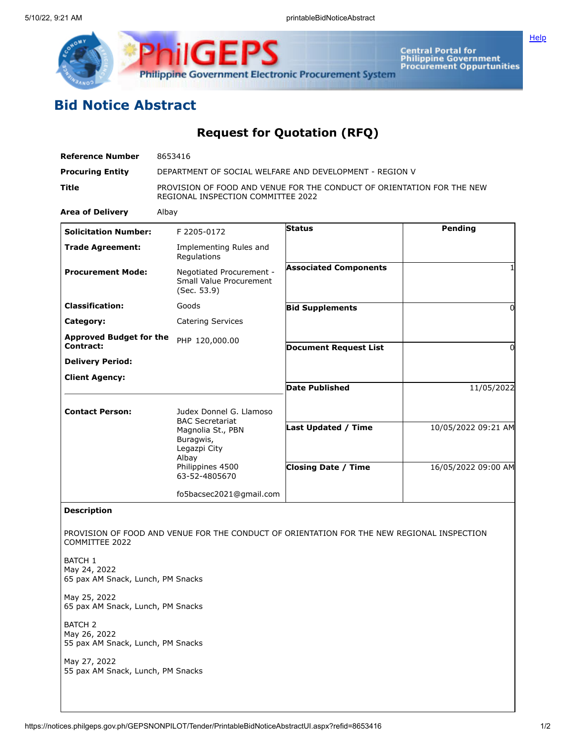# Bid Notice Abstract

## Request for Quotation (RFQ)

| | |
|---|---|
| **Reference Number** | 8653416 |
| **Procuring Entity** | DEPARTMENT OF SOCIAL WELFARE AND DEVELOPMENT - REGION V |
| **Title** | PROVISION OF FOOD AND VENUE FOR THE CONDUCT OF ORIENTATION FOR THE NEW REGIONAL INSPECTION COMMITTEE 2022 |
| **Area of Delivery** | Albay |

| | | | |
|---|---|---|---|
| **Solicitation Number:** | F 2205-0172 | **Status** | Pending |
| **Trade Agreement:** | Implementing Rules and Regulations | | |
| **Procurement Mode:** | Negotiated Procurement - Small Value Procurement (Sec. 53.9) | **Associated Components** | 1 |
| **Classification:** | Goods | **Bid Supplements** | 0 |
| **Category:** | Catering Services | | |
| **Approved Budget for the Contract:** | PHP 120,000.00 | **Document Request List** | 0 |
| **Delivery Period:** | | | |
| **Client Agency:** | | **Date Published** | 11/05/2022 |
| **Contact Person:** | Judex Donnel G. Llamoso<br>BAC Secretariat<br>Magnolia St., PBN<br>Buragwis,<br>Legazpi City<br>Albay<br>Philippines 4500<br>63-52-4805670<br><br>fo5bacsec2021@gmail.com | **Last Updated / Time** | 10/05/2022 09:21 AM |
| | | **Closing Date / Time** | 16/05/2022 09:00 AM |

**Description**

PROVISION OF FOOD AND VENUE FOR THE CONDUCT OF ORIENTATION FOR THE NEW REGIONAL INSPECTION COMMITTEE 2022

BATCH 1
May 24, 2022
65 pax AM Snack, Lunch, PM Snacks

May 25, 2022
65 pax AM Snack, Lunch, PM Snacks

BATCH 2
May 26, 2022
55 pax AM Snack, Lunch, PM Snacks

May 27, 2022
55 pax AM Snack, Lunch, PM Snacks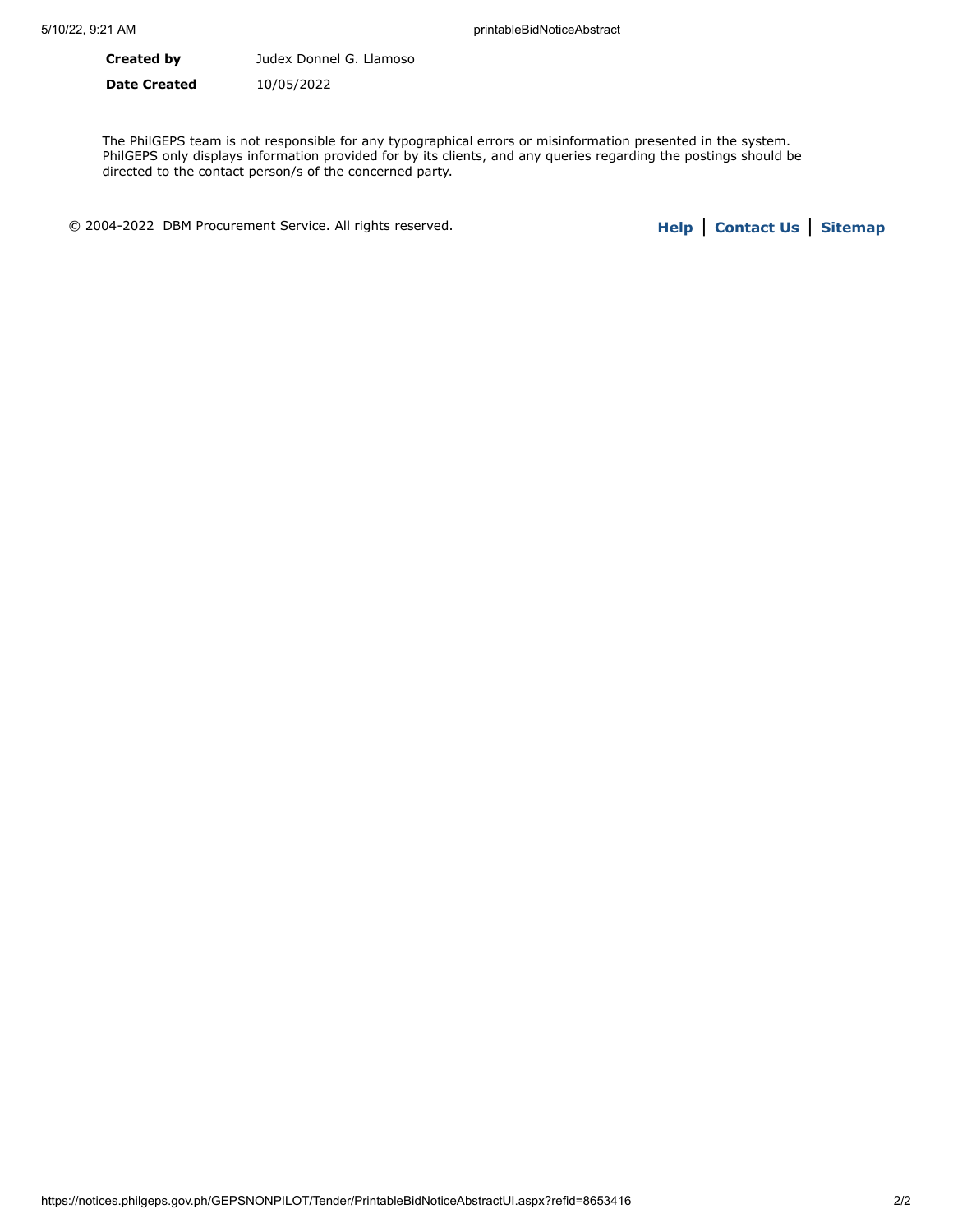| | |
|---|---|
| **Created by** | Judex Donnel G. Llamoso |
| **Date Created** | 10/05/2022 |

The PhilGEPS team is not responsible for any typographical errors or misinformation presented in the system. PhilGEPS only displays information provided for by its clients, and any queries regarding the postings should be directed to the contact person/s of the concerned party.

© 2004-2022 DBM Procurement Service. All rights reserved.

**Help** | **Contact Us** | **Sitemap**